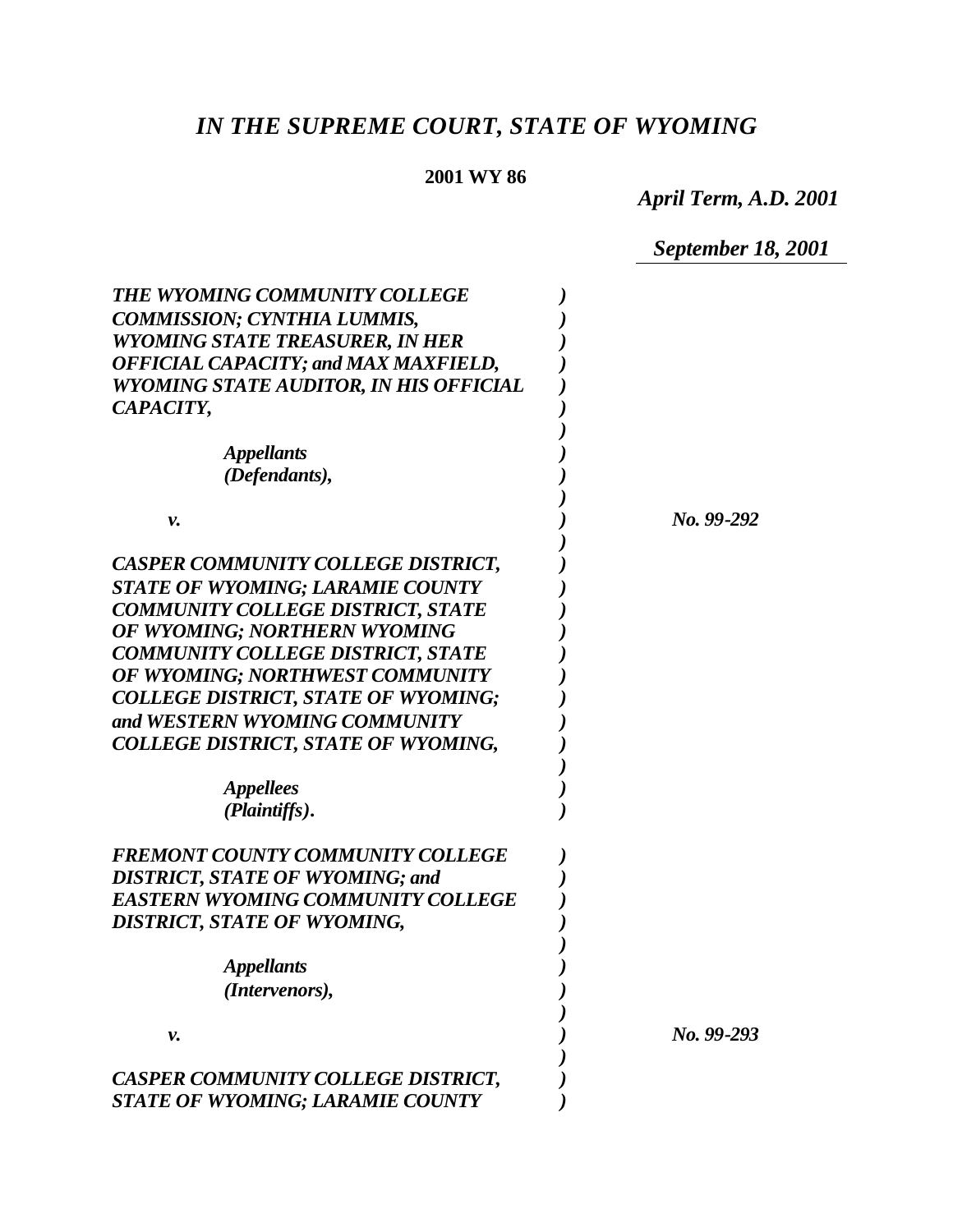# *IN THE SUPREME COURT, STATE OF WYOMING*

**2001 WY 86**

*April Term, A.D. 2001*

*September 18, 2001*

***THE WYOMING COMMUNITY COLLEGE COMMISSION; CYNTHIA LUMMIS, WYOMING STATE TREASURER, IN HER OFFICIAL CAPACITY; and MAX MAXFIELD, WYOMING STATE AUDITOR, IN HIS OFFICIAL CAPACITY,***

***Appellants (Defendants),***

***v.***

***CASPER COMMUNITY COLLEGE DISTRICT, STATE OF WYOMING; LARAMIE COUNTY COMMUNITY COLLEGE DISTRICT, STATE OF WYOMING; NORTHERN WYOMING COMMUNITY COLLEGE DISTRICT, STATE OF WYOMING; NORTHWEST COMMUNITY COLLEGE DISTRICT, STATE OF WYOMING; and WESTERN WYOMING COMMUNITY COLLEGE DISTRICT, STATE OF WYOMING,***

***Appellees (Plaintiffs).***

*No. 99-292*

***FREMONT COUNTY COMMUNITY COLLEGE DISTRICT, STATE OF WYOMING; and EASTERN WYOMING COMMUNITY COLLEGE DISTRICT, STATE OF WYOMING,***

***Appellants (Intervenors),***

***v.***

***CASPER COMMUNITY COLLEGE DISTRICT, STATE OF WYOMING; LARAMIE COUNTY***

*No. 99-293*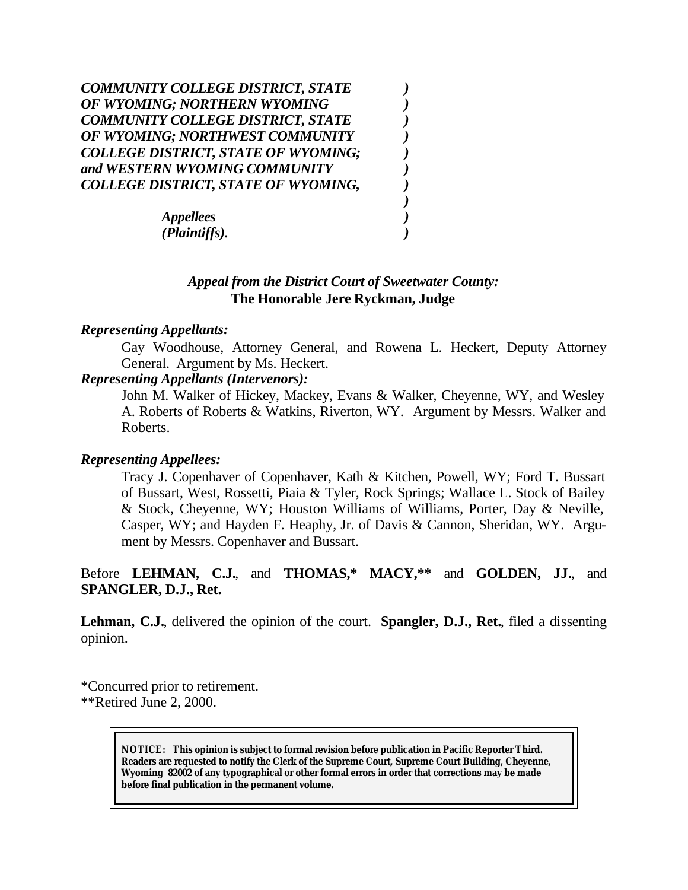*COMMUNITY COLLEGE DISTRICT, STATE OF WYOMING; NORTHERN WYOMING COMMUNITY COLLEGE DISTRICT, STATE OF WYOMING; NORTHWEST COMMUNITY COLLEGE DISTRICT, STATE OF WYOMING; and WESTERN WYOMING COMMUNITY COLLEGE DISTRICT, STATE OF WYOMING,*

*Appellees (Plaintiffs).*

***Appeal from the District Court of Sweetwater County:***
**The Honorable Jere Ryckman, Judge**

***Representing Appellants:***

Gay Woodhouse, Attorney General, and Rowena L. Heckert, Deputy Attorney General. Argument by Ms. Heckert.

***Representing Appellants (Intervenors):***

John M. Walker of Hickey, Mackey, Evans & Walker, Cheyenne, WY, and Wesley A. Roberts of Roberts & Watkins, Riverton, WY. Argument by Messrs. Walker and Roberts.

***Representing Appellees:***

Tracy J. Copenhaver of Copenhaver, Kath & Kitchen, Powell, WY; Ford T. Bussart of Bussart, West, Rossetti, Piaia & Tyler, Rock Springs; Wallace L. Stock of Bailey & Stock, Cheyenne, WY; Houston Williams of Williams, Porter, Day & Neville, Casper, WY; and Hayden F. Heaphy, Jr. of Davis & Cannon, Sheridan, WY. Argument by Messrs. Copenhaver and Bussart.

Before **LEHMAN, C.J.**, and **THOMAS,\* MACY,\*\*** and **GOLDEN, JJ.**, and **SPANGLER, D.J., Ret.**

**Lehman, C.J.**, delivered the opinion of the court. **Spangler, D.J., Ret.**, filed a dissenting opinion.

\*Concurred prior to retirement.
\*\*Retired June 2, 2000.

**NOTICE: This opinion is subject to formal revision before publication in Pacific Reporter Third. Readers are requested to notify the Clerk of the Supreme Court, Supreme Court Building, Cheyenne, Wyoming 82002 of any typographical or other formal errors in order that corrections may be made before final publication in the permanent volume.**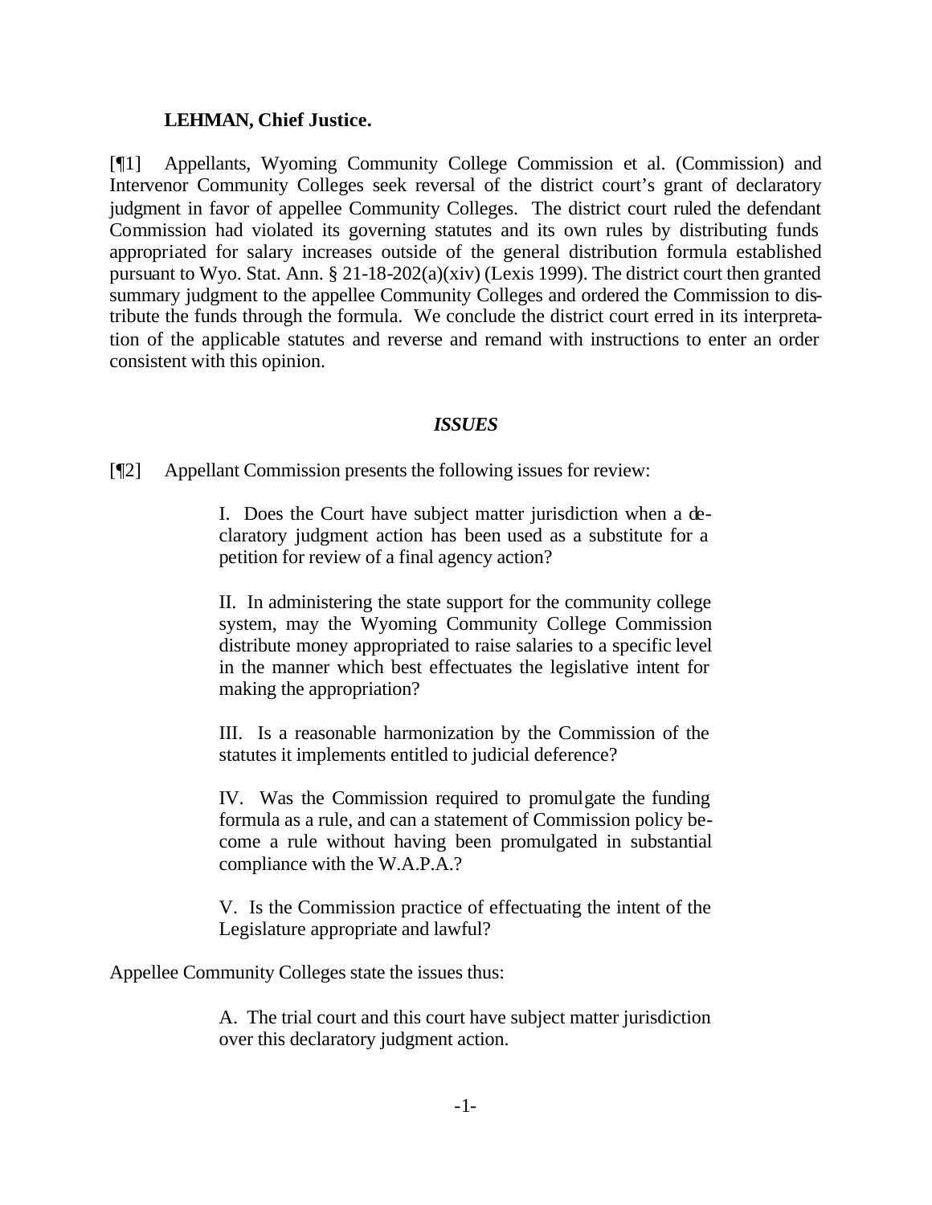**LEHMAN, Chief Justice.**

[¶1] Appellants, Wyoming Community College Commission et al. (Commission) and Intervenor Community Colleges seek reversal of the district court's grant of declaratory judgment in favor of appellee Community Colleges. The district court ruled the defendant Commission had violated its governing statutes and its own rules by distributing funds appropriated for salary increases outside of the general distribution formula established pursuant to Wyo. Stat. Ann. § 21-18-202(a)(xiv) (Lexis 1999). The district court then granted summary judgment to the appellee Community Colleges and ordered the Commission to distribute the funds through the formula. We conclude the district court erred in its interpretation of the applicable statutes and reverse and remand with instructions to enter an order consistent with this opinion.

## *ISSUES*

[¶2] Appellant Commission presents the following issues for review:

> I. Does the Court have subject matter jurisdiction when a declaratory judgment action has been used as a substitute for a petition for review of a final agency action?
>
> II. In administering the state support for the community college system, may the Wyoming Community College Commission distribute money appropriated to raise salaries to a specific level in the manner which best effectuates the legislative intent for making the appropriation?
>
> III. Is a reasonable harmonization by the Commission of the statutes it implements entitled to judicial deference?
>
> IV. Was the Commission required to promulgate the funding formula as a rule, and can a statement of Commission policy become a rule without having been promulgated in substantial compliance with the W.A.P.A.?
>
> V. Is the Commission practice of effectuating the intent of the Legislature appropriate and lawful?

Appellee Community Colleges state the issues thus:

> A. The trial court and this court have subject matter jurisdiction over this declaratory judgment action.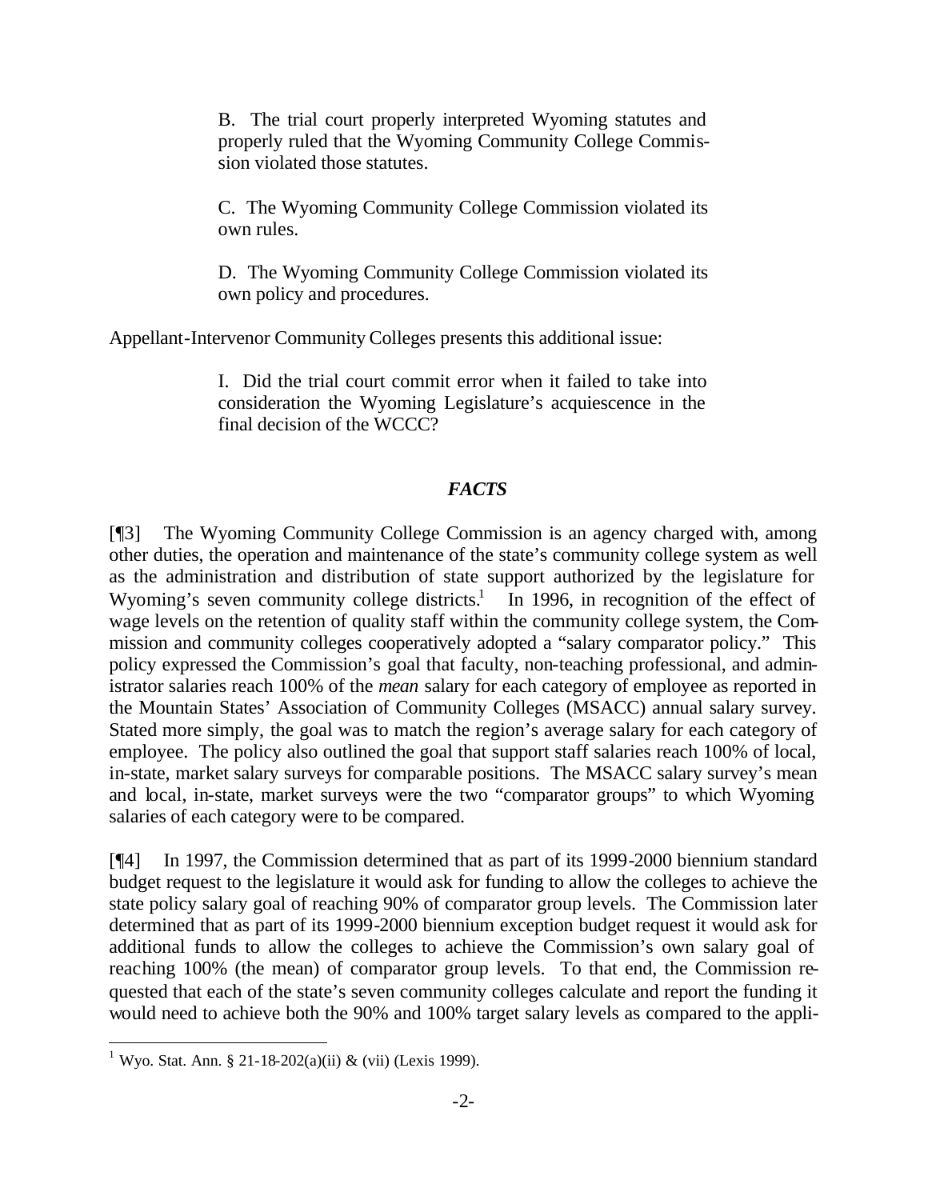B. The trial court properly interpreted Wyoming statutes and properly ruled that the Wyoming Community College Commission violated those statutes.

C. The Wyoming Community College Commission violated its own rules.

D. The Wyoming Community College Commission violated its own policy and procedures.

Appellant-Intervenor Community Colleges presents this additional issue:

I. Did the trial court commit error when it failed to take into consideration the Wyoming Legislature's acquiescence in the final decision of the WCCC?

## *FACTS*

[¶3] The Wyoming Community College Commission is an agency charged with, among other duties, the operation and maintenance of the state's community college system as well as the administration and distribution of state support authorized by the legislature for Wyoming's seven community college districts.[1] In 1996, in recognition of the effect of wage levels on the retention of quality staff within the community college system, the Commission and community colleges cooperatively adopted a "salary comparator policy." This policy expressed the Commission's goal that faculty, non-teaching professional, and administrator salaries reach 100% of the *mean* salary for each category of employee as reported in the Mountain States' Association of Community Colleges (MSACC) annual salary survey. Stated more simply, the goal was to match the region's average salary for each category of employee. The policy also outlined the goal that support staff salaries reach 100% of local, in-state, market salary surveys for comparable positions. The MSACC salary survey's mean and local, in-state, market surveys were the two "comparator groups" to which Wyoming salaries of each category were to be compared.

[¶4] In 1997, the Commission determined that as part of its 1999-2000 biennium standard budget request to the legislature it would ask for funding to allow the colleges to achieve the state policy salary goal of reaching 90% of comparator group levels. The Commission later determined that as part of its 1999-2000 biennium exception budget request it would ask for additional funds to allow the colleges to achieve the Commission's own salary goal of reaching 100% (the mean) of comparator group levels. To that end, the Commission requested that each of the state's seven community colleges calculate and report the funding it would need to achieve both the 90% and 100% target salary levels as compared to the appli-

---

[1] Wyo. Stat. Ann. § 21-18-202(a)(ii) & (vii) (Lexis 1999).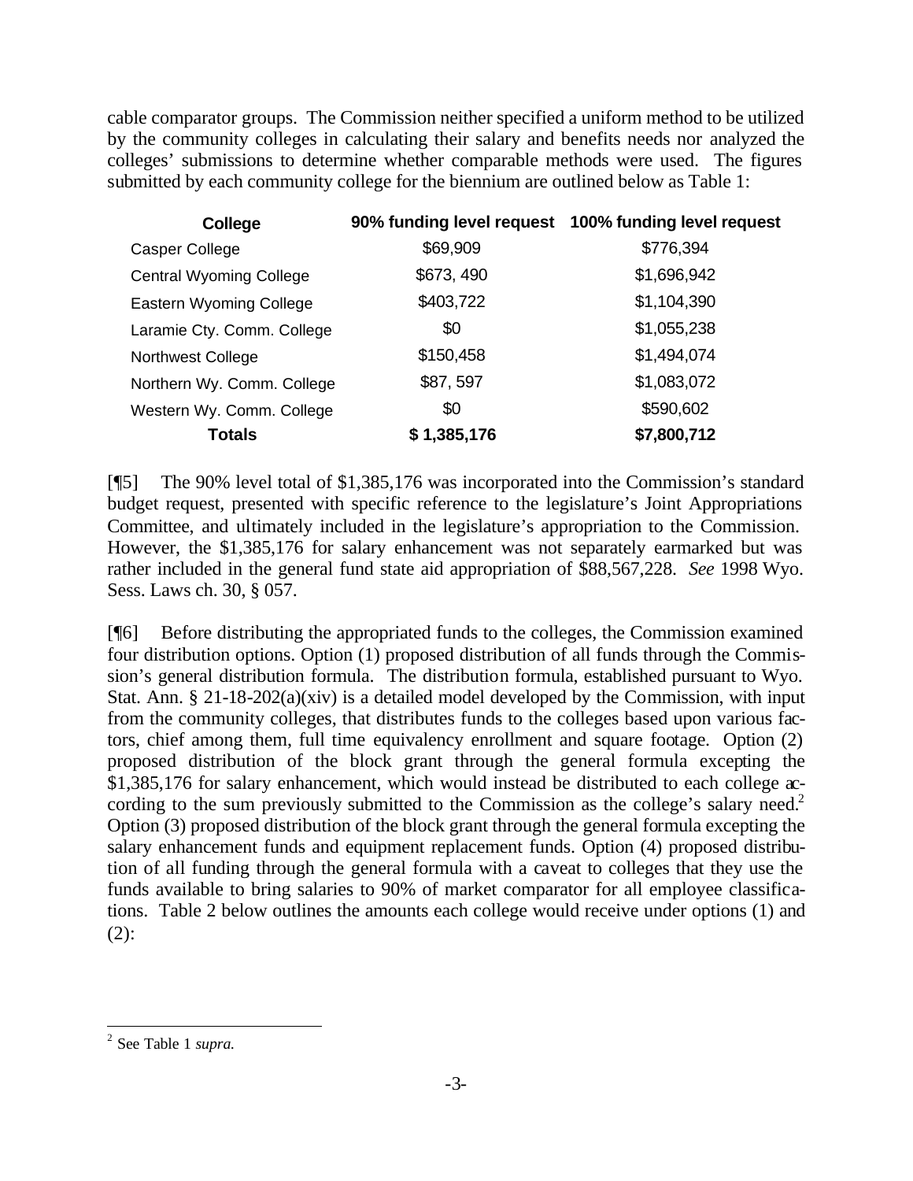cable comparator groups. The Commission neither specified a uniform method to be utilized by the community colleges in calculating their salary and benefits needs nor analyzed the colleges' submissions to determine whether comparable methods were used. The figures submitted by each community college for the biennium are outlined below as Table 1:

| College | 90% funding level request | 100% funding level request |
|---|---|---|
| Casper College | $69,909 | $776,394 |
| Central Wyoming College | $673, 490 | $1,696,942 |
| Eastern Wyoming College | $403,722 | $1,104,390 |
| Laramie Cty. Comm. College | $0 | $1,055,238 |
| Northwest College | $150,458 | $1,494,074 |
| Northern Wy. Comm. College | $87, 597 | $1,083,072 |
| Western Wy. Comm. College | $0 | $590,602 |
| **Totals** | **$ 1,385,176** | **$7,800,712** |

[¶5] The 90% level total of $1,385,176 was incorporated into the Commission's standard budget request, presented with specific reference to the legislature's Joint Appropriations Committee, and ultimately included in the legislature's appropriation to the Commission. However, the $1,385,176 for salary enhancement was not separately earmarked but was rather included in the general fund state aid appropriation of $88,567,228. *See* 1998 Wyo. Sess. Laws ch. 30, § 057.

[¶6] Before distributing the appropriated funds to the colleges, the Commission examined four distribution options. Option (1) proposed distribution of all funds through the Commission's general distribution formula. The distribution formula, established pursuant to Wyo. Stat. Ann. § 21-18-202(a)(xiv) is a detailed model developed by the Commission, with input from the community colleges, that distributes funds to the colleges based upon various factors, chief among them, full time equivalency enrollment and square footage. Option (2) proposed distribution of the block grant through the general formula excepting the $1,385,176 for salary enhancement, which would instead be distributed to each college according to the sum previously submitted to the Commission as the college's salary need.[2] Option (3) proposed distribution of the block grant through the general formula excepting the salary enhancement funds and equipment replacement funds. Option (4) proposed distribution of all funding through the general formula with a caveat to colleges that they use the funds available to bring salaries to 90% of market comparator for all employee classifications. Table 2 below outlines the amounts each college would receive under options (1) and (2):

[2] See Table 1 *supra.*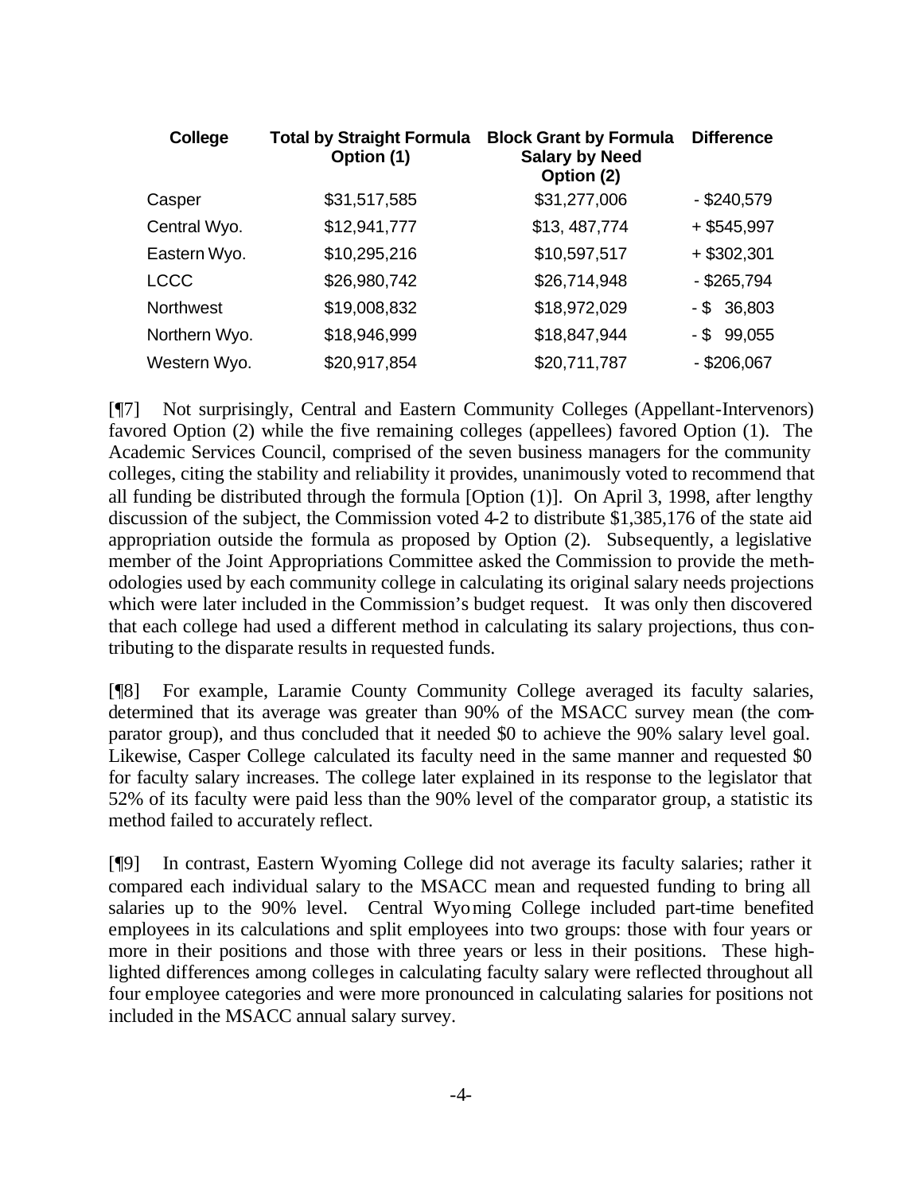| College | Total by Straight Formula Option (1) | Block Grant by Formula Salary by Need Option (2) | Difference |
|---|---|---|---|
| Casper | $31,517,585 | $31,277,006 | - $240,579 |
| Central Wyo. | $12,941,777 | $13, 487,774 | + $545,997 |
| Eastern Wyo. | $10,295,216 | $10,597,517 | + $302,301 |
| LCCC | $26,980,742 | $26,714,948 | - $265,794 |
| Northwest | $19,008,832 | $18,972,029 | - $ 36,803 |
| Northern Wyo. | $18,946,999 | $18,847,944 | - $ 99,055 |
| Western Wyo. | $20,917,854 | $20,711,787 | - $206,067 |

[¶7] Not surprisingly, Central and Eastern Community Colleges (Appellant-Intervenors) favored Option (2) while the five remaining colleges (appellees) favored Option (1). The Academic Services Council, comprised of the seven business managers for the community colleges, citing the stability and reliability it provides, unanimously voted to recommend that all funding be distributed through the formula [Option (1)]. On April 3, 1998, after lengthy discussion of the subject, the Commission voted 4-2 to distribute $1,385,176 of the state aid appropriation outside the formula as proposed by Option (2). Subsequently, a legislative member of the Joint Appropriations Committee asked the Commission to provide the methodologies used by each community college in calculating its original salary needs projections which were later included in the Commission's budget request. It was only then discovered that each college had used a different method in calculating its salary projections, thus contributing to the disparate results in requested funds.

[¶8] For example, Laramie County Community College averaged its faculty salaries, determined that its average was greater than 90% of the MSACC survey mean (the comparator group), and thus concluded that it needed $0 to achieve the 90% salary level goal. Likewise, Casper College calculated its faculty need in the same manner and requested $0 for faculty salary increases. The college later explained in its response to the legislator that 52% of its faculty were paid less than the 90% level of the comparator group, a statistic its method failed to accurately reflect.

[¶9] In contrast, Eastern Wyoming College did not average its faculty salaries; rather it compared each individual salary to the MSACC mean and requested funding to bring all salaries up to the 90% level. Central Wyoming College included part-time benefited employees in its calculations and split employees into two groups: those with four years or more in their positions and those with three years or less in their positions. These highlighted differences among colleges in calculating faculty salary were reflected throughout all four employee categories and were more pronounced in calculating salaries for positions not included in the MSACC annual salary survey.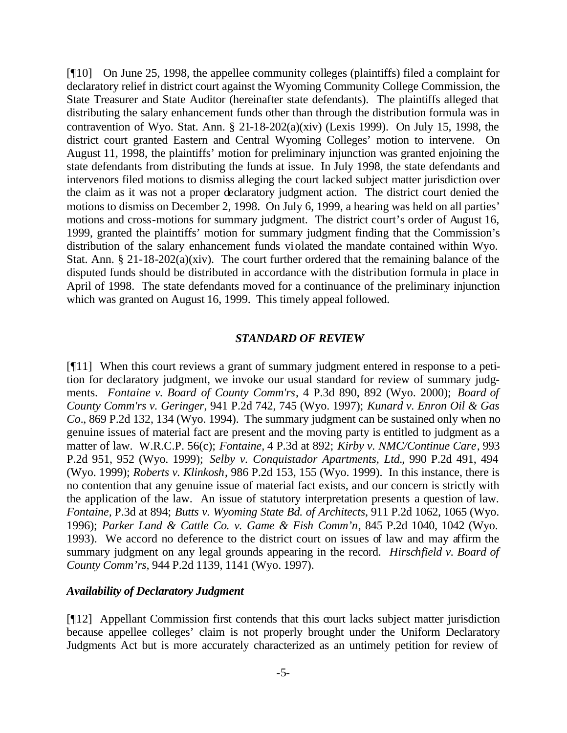[¶10] On June 25, 1998, the appellee community colleges (plaintiffs) filed a complaint for declaratory relief in district court against the Wyoming Community College Commission, the State Treasurer and State Auditor (hereinafter state defendants). The plaintiffs alleged that distributing the salary enhancement funds other than through the distribution formula was in contravention of Wyo. Stat. Ann. § 21-18-202(a)(xiv) (Lexis 1999). On July 15, 1998, the district court granted Eastern and Central Wyoming Colleges' motion to intervene. On August 11, 1998, the plaintiffs' motion for preliminary injunction was granted enjoining the state defendants from distributing the funds at issue. In July 1998, the state defendants and intervenors filed motions to dismiss alleging the court lacked subject matter jurisdiction over the claim as it was not a proper declaratory judgment action. The district court denied the motions to dismiss on December 2, 1998. On July 6, 1999, a hearing was held on all parties' motions and cross-motions for summary judgment. The district court's order of August 16, 1999, granted the plaintiffs' motion for summary judgment finding that the Commission's distribution of the salary enhancement funds violated the mandate contained within Wyo. Stat. Ann. § 21-18-202(a)(xiv). The court further ordered that the remaining balance of the disputed funds should be distributed in accordance with the distribution formula in place in April of 1998. The state defendants moved for a continuance of the preliminary injunction which was granted on August 16, 1999. This timely appeal followed.

## *STANDARD OF REVIEW*

[¶11] When this court reviews a grant of summary judgment entered in response to a petition for declaratory judgment, we invoke our usual standard for review of summary judgments. *Fontaine v. Board of County Comm'rs*, 4 P.3d 890, 892 (Wyo. 2000); *Board of County Comm'rs v. Geringer*, 941 P.2d 742, 745 (Wyo. 1997); *Kunard v. Enron Oil & Gas Co.*, 869 P.2d 132, 134 (Wyo. 1994). The summary judgment can be sustained only when no genuine issues of material fact are present and the moving party is entitled to judgment as a matter of law. W.R.C.P. 56(c); *Fontaine*, 4 P.3d at 892; *Kirby v. NMC/Continue Care*, 993 P.2d 951, 952 (Wyo. 1999); *Selby v. Conquistador Apartments, Ltd.*, 990 P.2d 491, 494 (Wyo. 1999); *Roberts v. Klinkosh*, 986 P.2d 153, 155 (Wyo. 1999). In this instance, there is no contention that any genuine issue of material fact exists, and our concern is strictly with the application of the law. An issue of statutory interpretation presents a question of law. *Fontaine*, P.3d at 894; *Butts v. Wyoming State Bd. of Architects*, 911 P.2d 1062, 1065 (Wyo. 1996); *Parker Land & Cattle Co. v. Game & Fish Comm'n*, 845 P.2d 1040, 1042 (Wyo. 1993). We accord no deference to the district court on issues of law and may affirm the summary judgment on any legal grounds appearing in the record. *Hirschfield v. Board of County Comm'rs*, 944 P.2d 1139, 1141 (Wyo. 1997).

### *Availability of Declaratory Judgment*

[¶12] Appellant Commission first contends that this court lacks subject matter jurisdiction because appellee colleges' claim is not properly brought under the Uniform Declaratory Judgments Act but is more accurately characterized as an untimely petition for review of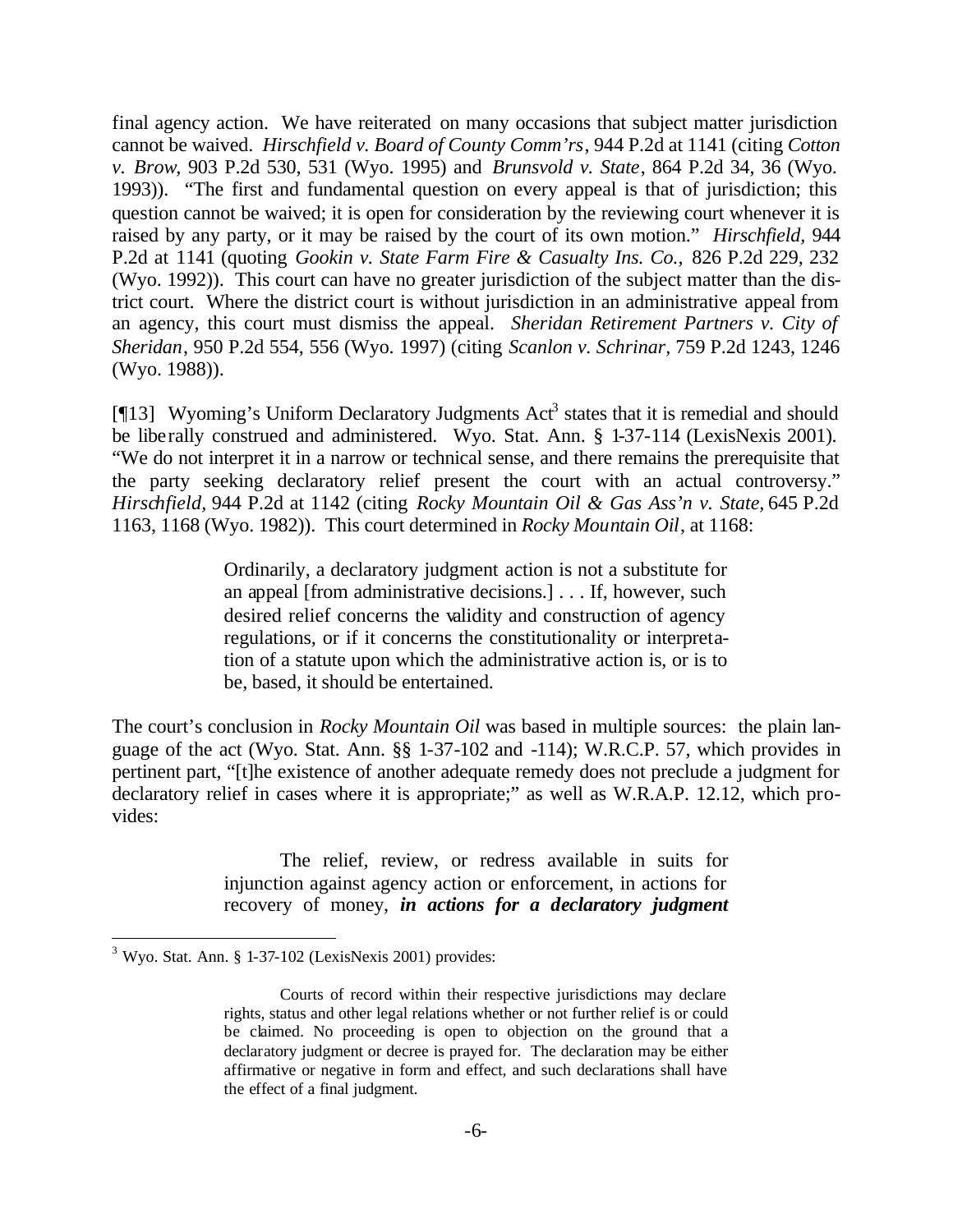final agency action. We have reiterated on many occasions that subject matter jurisdiction cannot be waived. *Hirschfield v. Board of County Comm'rs*, 944 P.2d at 1141 (citing *Cotton v. Brow*, 903 P.2d 530, 531 (Wyo. 1995) and *Brunsvold v. State*, 864 P.2d 34, 36 (Wyo. 1993)). "The first and fundamental question on every appeal is that of jurisdiction; this question cannot be waived; it is open for consideration by the reviewing court whenever it is raised by any party, or it may be raised by the court of its own motion." *Hirschfield*, 944 P.2d at 1141 (quoting *Gookin v. State Farm Fire & Casualty Ins. Co.*, 826 P.2d 229, 232 (Wyo. 1992)). This court can have no greater jurisdiction of the subject matter than the district court. Where the district court is without jurisdiction in an administrative appeal from an agency, this court must dismiss the appeal. *Sheridan Retirement Partners v. City of Sheridan*, 950 P.2d 554, 556 (Wyo. 1997) (citing *Scanlon v. Schrinar*, 759 P.2d 1243, 1246 (Wyo. 1988)).

[¶13] Wyoming's Uniform Declaratory Judgments Act[3] states that it is remedial and should be liberally construed and administered. Wyo. Stat. Ann. § 1-37-114 (LexisNexis 2001). "We do not interpret it in a narrow or technical sense, and there remains the prerequisite that the party seeking declaratory relief present the court with an actual controversy." *Hirschfield*, 944 P.2d at 1142 (citing *Rocky Mountain Oil & Gas Ass'n v. State*, 645 P.2d 1163, 1168 (Wyo. 1982)). This court determined in *Rocky Mountain Oil*, at 1168:

> Ordinarily, a declaratory judgment action is not a substitute for an appeal [from administrative decisions.] . . . If, however, such desired relief concerns the validity and construction of agency regulations, or if it concerns the constitutionality or interpretation of a statute upon which the administrative action is, or is to be, based, it should be entertained.

The court's conclusion in *Rocky Mountain Oil* was based in multiple sources: the plain language of the act (Wyo. Stat. Ann. §§ 1-37-102 and -114); W.R.C.P. 57, which provides in pertinent part, "[t]he existence of another adequate remedy does not preclude a judgment for declaratory relief in cases where it is appropriate;" as well as W.R.A.P. 12.12, which provides:

> The relief, review, or redress available in suits for injunction against agency action or enforcement, in actions for recovery of money, ***in actions for a declaratory judgment***

---

[3] Wyo. Stat. Ann. § 1-37-102 (LexisNexis 2001) provides:

> Courts of record within their respective jurisdictions may declare rights, status and other legal relations whether or not further relief is or could be claimed. No proceeding is open to objection on the ground that a declaratory judgment or decree is prayed for. The declaration may be either affirmative or negative in form and effect, and such declarations shall have the effect of a final judgment.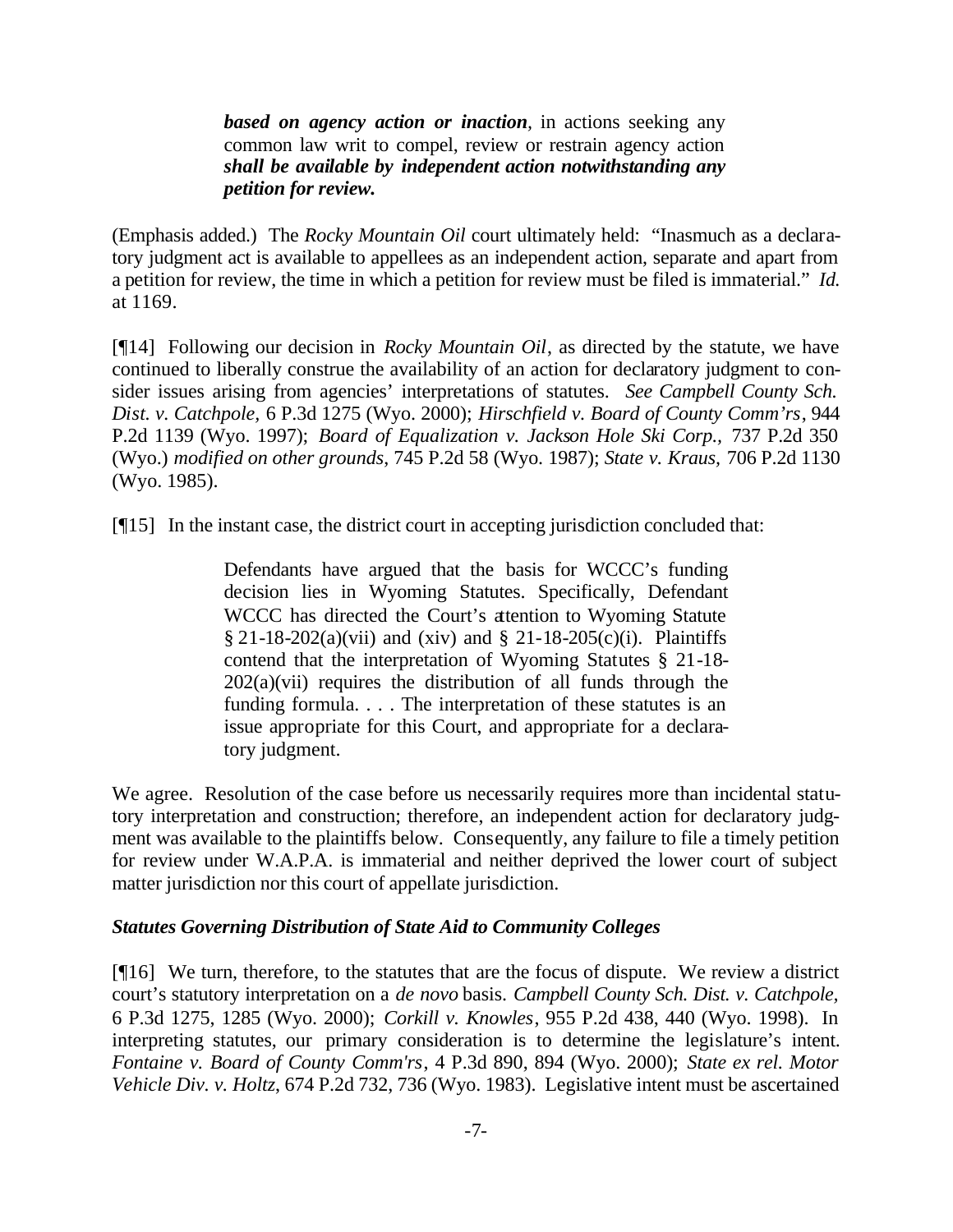> ***based on agency action or inaction***, in actions seeking any common law writ to compel, review or restrain agency action ***shall be available by independent action notwithstanding any petition for review.***

(Emphasis added.) The *Rocky Mountain Oil* court ultimately held: "Inasmuch as a declaratory judgment act is available to appellees as an independent action, separate and apart from a petition for review, the time in which a petition for review must be filed is immaterial." *Id.* at 1169.

[¶14] Following our decision in *Rocky Mountain Oil*, as directed by the statute, we have continued to liberally construe the availability of an action for declaratory judgment to consider issues arising from agencies' interpretations of statutes. *See Campbell County Sch. Dist. v. Catchpole*, 6 P.3d 1275 (Wyo. 2000); *Hirschfield v. Board of County Comm'rs*, 944 P.2d 1139 (Wyo. 1997); *Board of Equalization v. Jackson Hole Ski Corp.*, 737 P.2d 350 (Wyo.) *modified on other grounds*, 745 P.2d 58 (Wyo. 1987); *State v. Kraus*, 706 P.2d 1130 (Wyo. 1985).

[¶15] In the instant case, the district court in accepting jurisdiction concluded that:

> Defendants have argued that the basis for WCCC's funding decision lies in Wyoming Statutes. Specifically, Defendant WCCC has directed the Court's attention to Wyoming Statute § 21-18-202(a)(vii) and (xiv) and § 21-18-205(c)(i). Plaintiffs contend that the interpretation of Wyoming Statutes § 21-18-202(a)(vii) requires the distribution of all funds through the funding formula. . . . The interpretation of these statutes is an issue appropriate for this Court, and appropriate for a declaratory judgment.

We agree. Resolution of the case before us necessarily requires more than incidental statutory interpretation and construction; therefore, an independent action for declaratory judgment was available to the plaintiffs below. Consequently, any failure to file a timely petition for review under W.A.P.A. is immaterial and neither deprived the lower court of subject matter jurisdiction nor this court of appellate jurisdiction.

***Statutes Governing Distribution of State Aid to Community Colleges***

[¶16] We turn, therefore, to the statutes that are the focus of dispute. We review a district court's statutory interpretation on a *de novo* basis. *Campbell County Sch. Dist. v. Catchpole*, 6 P.3d 1275, 1285 (Wyo. 2000); *Corkill v. Knowles*, 955 P.2d 438, 440 (Wyo. 1998). In interpreting statutes, our primary consideration is to determine the legislature's intent. *Fontaine v. Board of County Comm'rs*, 4 P.3d 890, 894 (Wyo. 2000); *State ex rel. Motor Vehicle Div. v. Holtz*, 674 P.2d 732, 736 (Wyo. 1983). Legislative intent must be ascertained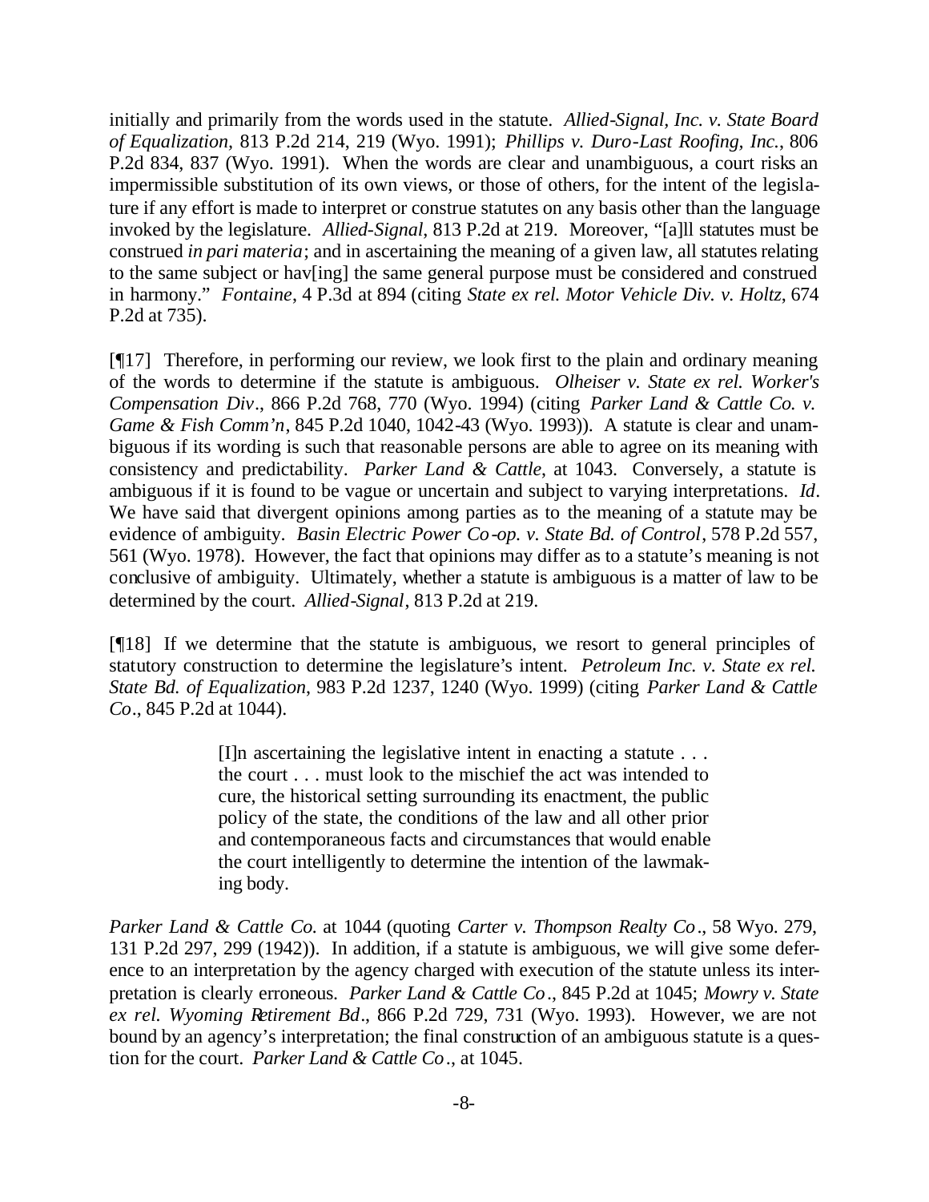initially and primarily from the words used in the statute. *Allied-Signal, Inc. v. State Board of Equalization,* 813 P.2d 214, 219 (Wyo. 1991); *Phillips v. Duro-Last Roofing, Inc.*, 806 P.2d 834, 837 (Wyo. 1991). When the words are clear and unambiguous, a court risks an impermissible substitution of its own views, or those of others, for the intent of the legislature if any effort is made to interpret or construe statutes on any basis other than the language invoked by the legislature. *Allied-Signal*, 813 P.2d at 219. Moreover, "[a]ll statutes must be construed *in pari materia*; and in ascertaining the meaning of a given law, all statutes relating to the same subject or hav[ing] the same general purpose must be considered and construed in harmony." *Fontaine*, 4 P.3d at 894 (citing *State ex rel. Motor Vehicle Div. v. Holtz*, 674 P.2d at 735).

[¶17] Therefore, in performing our review, we look first to the plain and ordinary meaning of the words to determine if the statute is ambiguous. *Olheiser v. State ex rel. Worker's Compensation Div*., 866 P.2d 768, 770 (Wyo. 1994) (citing *Parker Land & Cattle Co. v. Game & Fish Comm'n*, 845 P.2d 1040, 1042-43 (Wyo. 1993)). A statute is clear and unambiguous if its wording is such that reasonable persons are able to agree on its meaning with consistency and predictability. *Parker Land & Cattle*, at 1043. Conversely, a statute is ambiguous if it is found to be vague or uncertain and subject to varying interpretations. *Id*. We have said that divergent opinions among parties as to the meaning of a statute may be evidence of ambiguity. *Basin Electric Power Co-op. v. State Bd. of Control*, 578 P.2d 557, 561 (Wyo. 1978). However, the fact that opinions may differ as to a statute's meaning is not conclusive of ambiguity. Ultimately, whether a statute is ambiguous is a matter of law to be determined by the court. *Allied-Signal*, 813 P.2d at 219.

[¶18] If we determine that the statute is ambiguous, we resort to general principles of statutory construction to determine the legislature's intent. *Petroleum Inc. v. State ex rel. State Bd. of Equalization*, 983 P.2d 1237, 1240 (Wyo. 1999) (citing *Parker Land & Cattle Co*., 845 P.2d at 1044).

> [I]n ascertaining the legislative intent in enacting a statute . . . the court . . . must look to the mischief the act was intended to cure, the historical setting surrounding its enactment, the public policy of the state, the conditions of the law and all other prior and contemporaneous facts and circumstances that would enable the court intelligently to determine the intention of the lawmaking body.

*Parker Land & Cattle Co.* at 1044 (quoting *Carter v. Thompson Realty Co*., 58 Wyo. 279, 131 P.2d 297, 299 (1942)). In addition, if a statute is ambiguous, we will give some deference to an interpretation by the agency charged with execution of the statute unless its interpretation is clearly erroneous. *Parker Land & Cattle Co*., 845 P.2d at 1045; *Mowry v. State ex rel. Wyoming Retirement Bd*., 866 P.2d 729, 731 (Wyo. 1993). However, we are not bound by an agency's interpretation; the final construction of an ambiguous statute is a question for the court. *Parker Land & Cattle Co*., at 1045.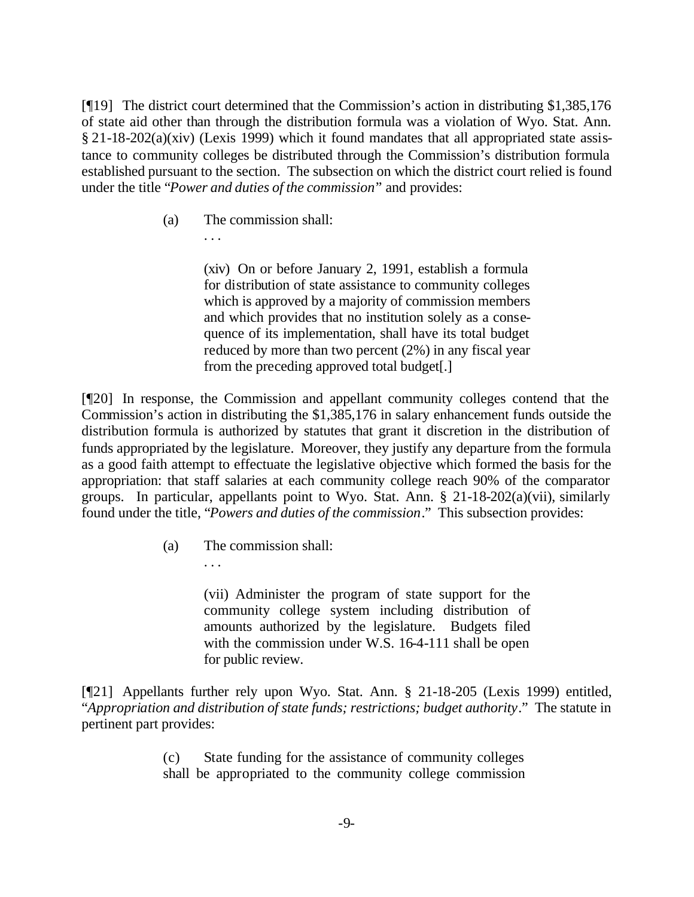[¶19] The district court determined that the Commission's action in distributing $1,385,176 of state aid other than through the distribution formula was a violation of Wyo. Stat. Ann. § 21-18-202(a)(xiv) (Lexis 1999) which it found mandates that all appropriated state assistance to community colleges be distributed through the Commission's distribution formula established pursuant to the section. The subsection on which the district court relied is found under the title "*Power and duties of the commission*" and provides:

> (a) The commission shall:
>
> . . .
>
> (xiv) On or before January 2, 1991, establish a formula for distribution of state assistance to community colleges which is approved by a majority of commission members and which provides that no institution solely as a consequence of its implementation, shall have its total budget reduced by more than two percent (2%) in any fiscal year from the preceding approved total budget[.]

[¶20] In response, the Commission and appellant community colleges contend that the Commission's action in distributing the $1,385,176 in salary enhancement funds outside the distribution formula is authorized by statutes that grant it discretion in the distribution of funds appropriated by the legislature. Moreover, they justify any departure from the formula as a good faith attempt to effectuate the legislative objective which formed the basis for the appropriation: that staff salaries at each community college reach 90% of the comparator groups. In particular, appellants point to Wyo. Stat. Ann. § 21-18-202(a)(vii), similarly found under the title, "*Powers and duties of the commission*." This subsection provides:

> (a) The commission shall:
>
> . . .
>
> (vii) Administer the program of state support for the community college system including distribution of amounts authorized by the legislature. Budgets filed with the commission under W.S. 16-4-111 shall be open for public review.

[¶21] Appellants further rely upon Wyo. Stat. Ann. § 21-18-205 (Lexis 1999) entitled, "*Appropriation and distribution of state funds; restrictions; budget authority*." The statute in pertinent part provides:

> (c) State funding for the assistance of community colleges shall be appropriated to the community college commission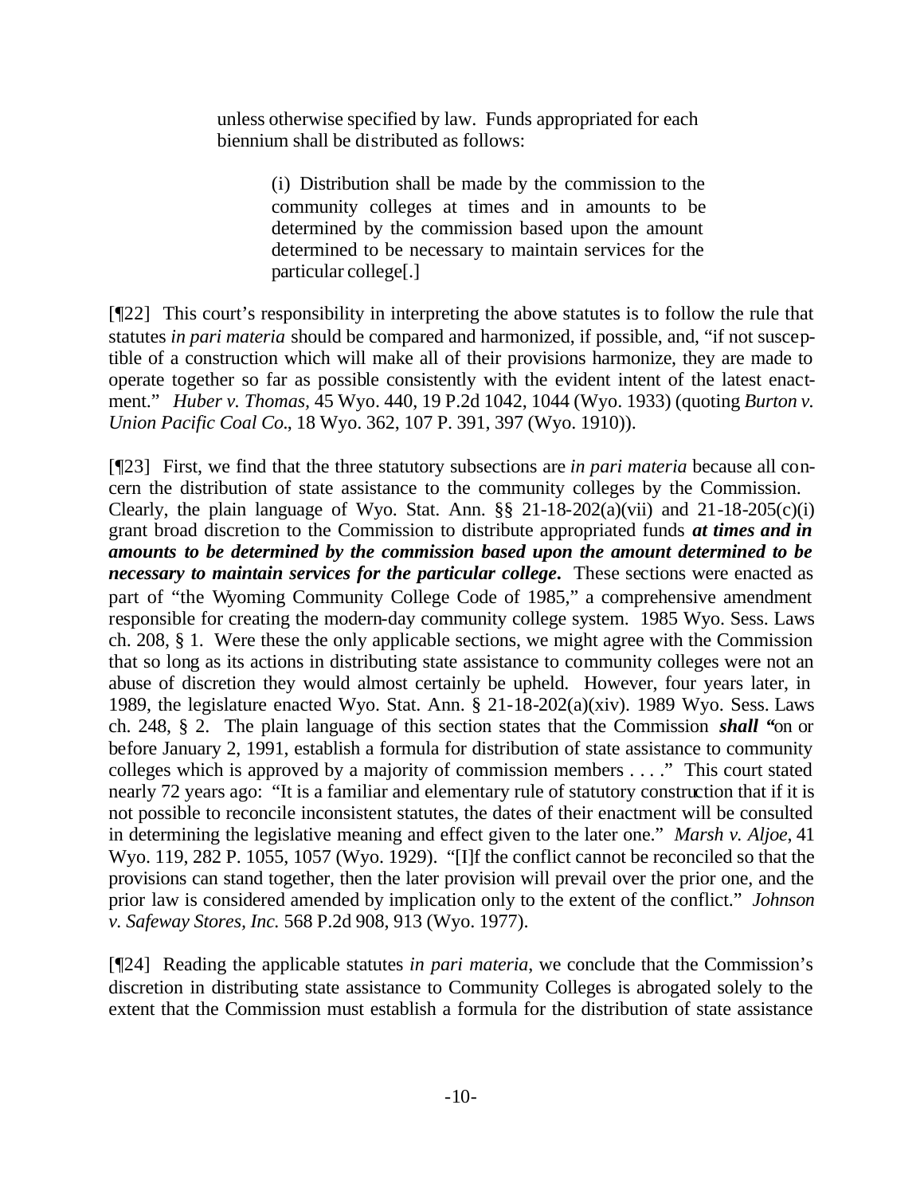> unless otherwise specified by law. Funds appropriated for each biennium shall be distributed as follows:
>
> > (i) Distribution shall be made by the commission to the community colleges at times and in amounts to be determined by the commission based upon the amount determined to be necessary to maintain services for the particular college[.]

[¶22] This court's responsibility in interpreting the above statutes is to follow the rule that statutes *in pari materia* should be compared and harmonized, if possible, and, "if not susceptible of a construction which will make all of their provisions harmonize, they are made to operate together so far as possible consistently with the evident intent of the latest enactment." *Huber v. Thomas*, 45 Wyo. 440, 19 P.2d 1042, 1044 (Wyo. 1933) (quoting *Burton v. Union Pacific Coal Co.*, 18 Wyo. 362, 107 P. 391, 397 (Wyo. 1910)).

[¶23] First, we find that the three statutory subsections are *in pari materia* because all concern the distribution of state assistance to the community colleges by the Commission. Clearly, the plain language of Wyo. Stat. Ann. §§ 21-18-202(a)(vii) and 21-18-205(c)(i) grant broad discretion to the Commission to distribute appropriated funds ***at times and in amounts to be determined by the commission based upon the amount determined to be necessary to maintain services for the particular college***. These sections were enacted as part of "the Wyoming Community College Code of 1985," a comprehensive amendment responsible for creating the modern-day community college system. 1985 Wyo. Sess. Laws ch. 208, § 1. Were these the only applicable sections, we might agree with the Commission that so long as its actions in distributing state assistance to community colleges were not an abuse of discretion they would almost certainly be upheld. However, four years later, in 1989, the legislature enacted Wyo. Stat. Ann. § 21-18-202(a)(xiv). 1989 Wyo. Sess. Laws ch. 248, § 2. The plain language of this section states that the Commission ***shall*** "on or before January 2, 1991, establish a formula for distribution of state assistance to community colleges which is approved by a majority of commission members . . . ." This court stated nearly 72 years ago: "It is a familiar and elementary rule of statutory construction that if it is not possible to reconcile inconsistent statutes, the dates of their enactment will be consulted in determining the legislative meaning and effect given to the later one." *Marsh v. Aljoe*, 41 Wyo. 119, 282 P. 1055, 1057 (Wyo. 1929). "[I]f the conflict cannot be reconciled so that the provisions can stand together, then the later provision will prevail over the prior one, and the prior law is considered amended by implication only to the extent of the conflict." *Johnson v. Safeway Stores, Inc.* 568 P.2d 908, 913 (Wyo. 1977).

[¶24] Reading the applicable statutes *in pari materia*, we conclude that the Commission's discretion in distributing state assistance to Community Colleges is abrogated solely to the extent that the Commission must establish a formula for the distribution of state assistance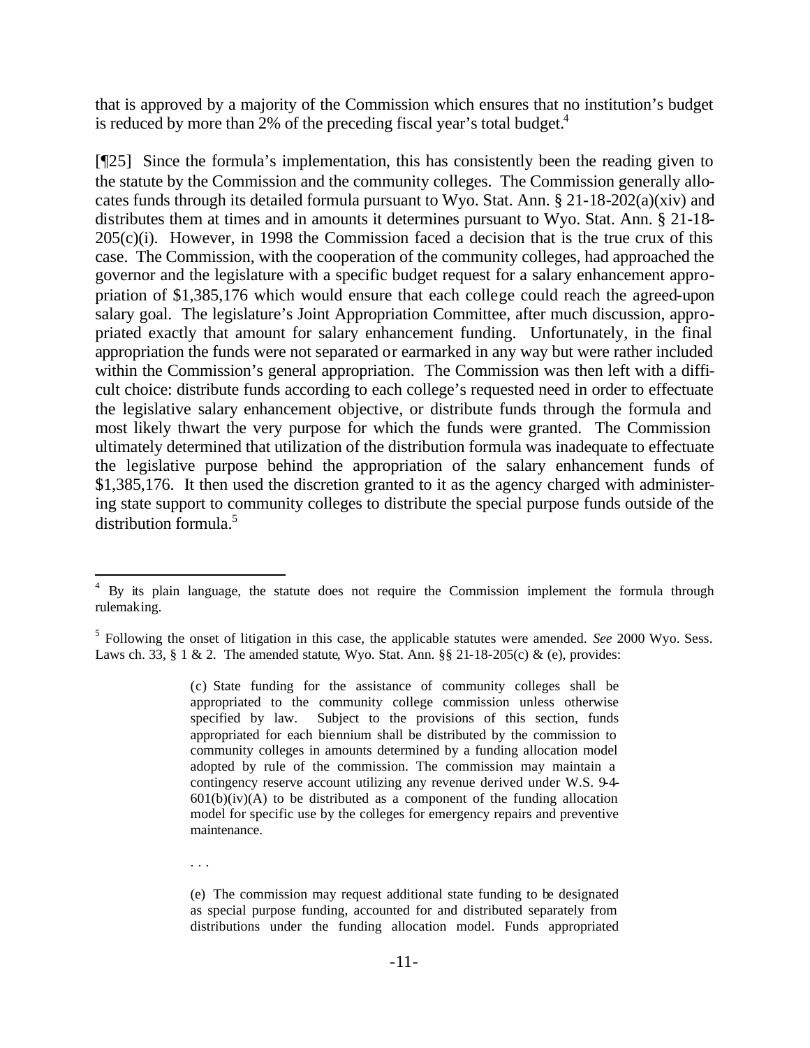that is approved by a majority of the Commission which ensures that no institution's budget is reduced by more than 2% of the preceding fiscal year's total budget.[4]

[¶25] Since the formula's implementation, this has consistently been the reading given to the statute by the Commission and the community colleges. The Commission generally allocates funds through its detailed formula pursuant to Wyo. Stat. Ann. § 21-18-202(a)(xiv) and distributes them at times and in amounts it determines pursuant to Wyo. Stat. Ann. § 21-18-205(c)(i). However, in 1998 the Commission faced a decision that is the true crux of this case. The Commission, with the cooperation of the community colleges, had approached the governor and the legislature with a specific budget request for a salary enhancement appropriation of $1,385,176 which would ensure that each college could reach the agreed-upon salary goal. The legislature's Joint Appropriation Committee, after much discussion, appropriated exactly that amount for salary enhancement funding. Unfortunately, in the final appropriation the funds were not separated or earmarked in any way but were rather included within the Commission's general appropriation. The Commission was then left with a difficult choice: distribute funds according to each college's requested need in order to effectuate the legislative salary enhancement objective, or distribute funds through the formula and most likely thwart the very purpose for which the funds were granted. The Commission ultimately determined that utilization of the distribution formula was inadequate to effectuate the legislative purpose behind the appropriation of the salary enhancement funds of $1,385,176. It then used the discretion granted to it as the agency charged with administering state support to community colleges to distribute the special purpose funds outside of the distribution formula.[5]

---

[4] By its plain language, the statute does not require the Commission implement the formula through rulemaking.

[5] Following the onset of litigation in this case, the applicable statutes were amended. *See* 2000 Wyo. Sess. Laws ch. 33, § 1 & 2. The amended statute, Wyo. Stat. Ann. §§ 21-18-205(c) & (e), provides:

> (c) State funding for the assistance of community colleges shall be appropriated to the community college commission unless otherwise specified by law. Subject to the provisions of this section, funds appropriated for each biennium shall be distributed by the commission to community colleges in amounts determined by a funding allocation model adopted by rule of the commission. The commission may maintain a contingency reserve account utilizing any revenue derived under W.S. 9-4-601(b)(iv)(A) to be distributed as a component of the funding allocation model for specific use by the colleges for emergency repairs and preventive maintenance.
>
> . . .
>
> (e) The commission may request additional state funding to be designated as special purpose funding, accounted for and distributed separately from distributions under the funding allocation model. Funds appropriated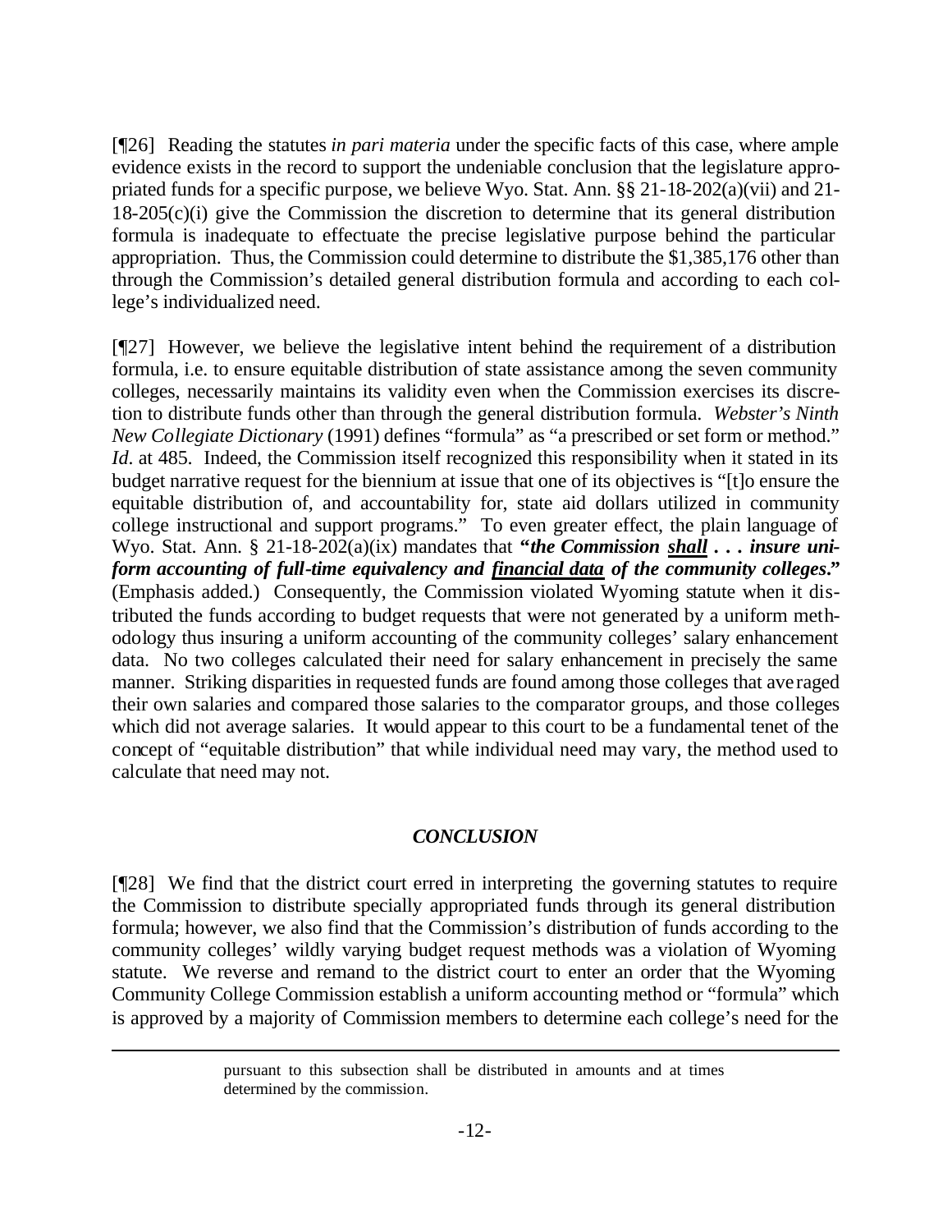[¶26] Reading the statutes *in pari materia* under the specific facts of this case, where ample evidence exists in the record to support the undeniable conclusion that the legislature appropriated funds for a specific purpose, we believe Wyo. Stat. Ann. §§ 21-18-202(a)(vii) and 21-18-205(c)(i) give the Commission the discretion to determine that its general distribution formula is inadequate to effectuate the precise legislative purpose behind the particular appropriation. Thus, the Commission could determine to distribute the $1,385,176 other than through the Commission's detailed general distribution formula and according to each college's individualized need.

[¶27] However, we believe the legislative intent behind the requirement of a distribution formula, i.e. to ensure equitable distribution of state assistance among the seven community colleges, necessarily maintains its validity even when the Commission exercises its discretion to distribute funds other than through the general distribution formula. *Webster's Ninth New Collegiate Dictionary* (1991) defines "formula" as "a prescribed or set form or method." *Id.* at 485. Indeed, the Commission itself recognized this responsibility when it stated in its budget narrative request for the biennium at issue that one of its objectives is "[t]o ensure the equitable distribution of, and accountability for, state aid dollars utilized in community college instructional and support programs." To even greater effect, the plain language of Wyo. Stat. Ann. § 21-18-202(a)(ix) mandates that **"*the Commission <u>shall</u> . . . insure uniform accounting of full-time equivalency and <u>financial data</u> of the community colleges*."** (Emphasis added.) Consequently, the Commission violated Wyoming statute when it distributed the funds according to budget requests that were not generated by a uniform methodology thus insuring a uniform accounting of the community colleges' salary enhancement data. No two colleges calculated their need for salary enhancement in precisely the same manner. Striking disparities in requested funds are found among those colleges that averaged their own salaries and compared those salaries to the comparator groups, and those colleges which did not average salaries. It would appear to this court to be a fundamental tenet of the concept of "equitable distribution" that while individual need may vary, the method used to calculate that need may not.

## *CONCLUSION*

[¶28] We find that the district court erred in interpreting the governing statutes to require the Commission to distribute specially appropriated funds through its general distribution formula; however, we also find that the Commission's distribution of funds according to the community colleges' wildly varying budget request methods was a violation of Wyoming statute. We reverse and remand to the district court to enter an order that the Wyoming Community College Commission establish a uniform accounting method or "formula" which is approved by a majority of Commission members to determine each college's need for the

---

pursuant to this subsection shall be distributed in amounts and at times determined by the commission.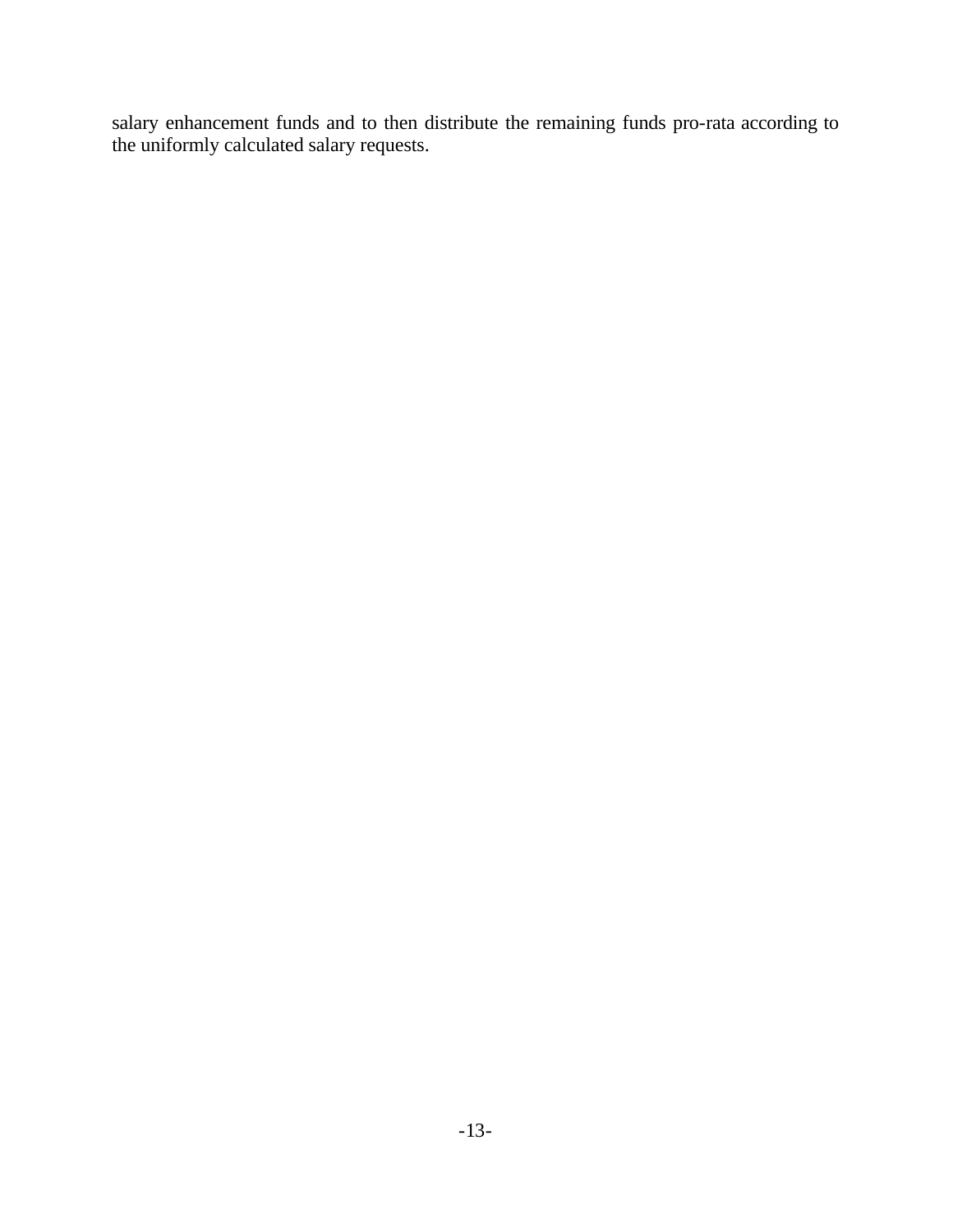salary enhancement funds and to then distribute the remaining funds pro-rata according to the uniformly calculated salary requests.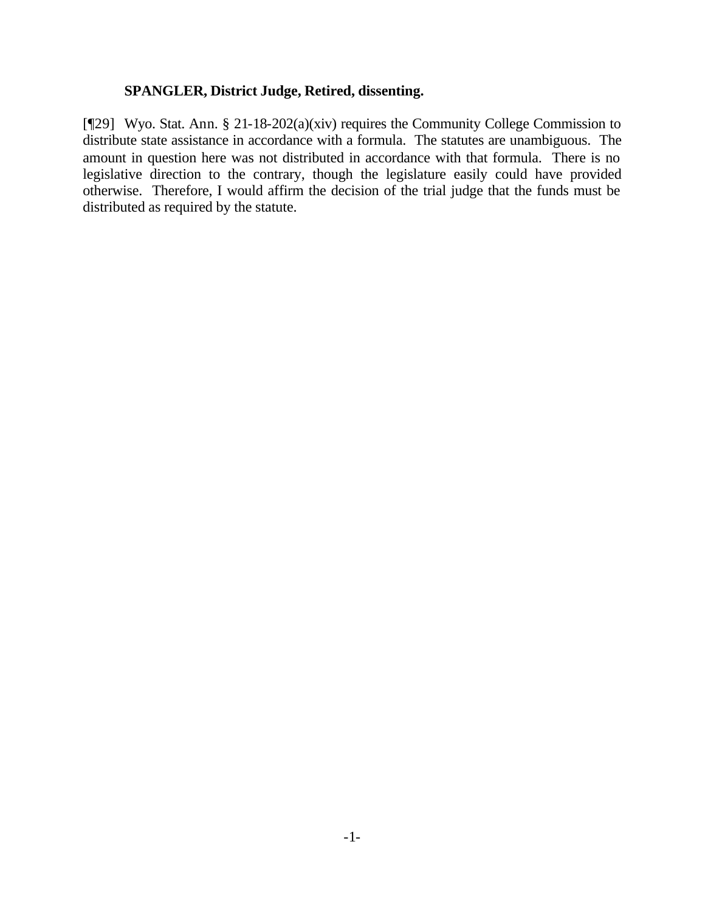**SPANGLER, District Judge, Retired, dissenting.**

[¶29] Wyo. Stat. Ann. § 21-18-202(a)(xiv) requires the Community College Commission to distribute state assistance in accordance with a formula. The statutes are unambiguous. The amount in question here was not distributed in accordance with that formula. There is no legislative direction to the contrary, though the legislature easily could have provided otherwise. Therefore, I would affirm the decision of the trial judge that the funds must be distributed as required by the statute.